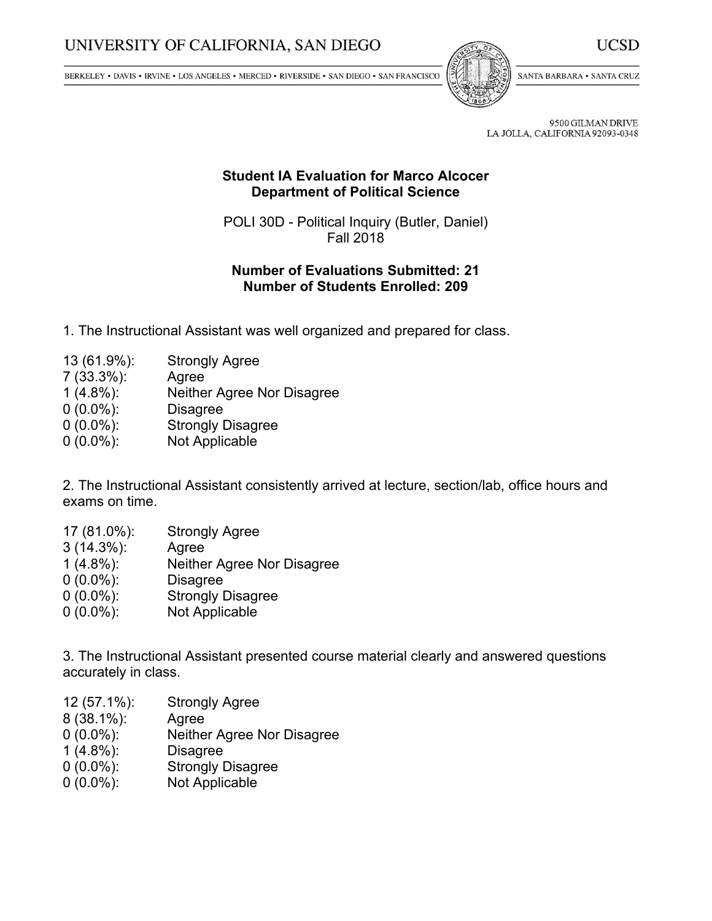UNIVERSITY OF CALIFORNIA, SAN DIEGO

UCSD

BERKELEY • DAVIS • IRVINE • LOS ANGELES • MERCED • RIVERSIDE • SAN DIEGO • SAN FRANCISCO

SANTA BARBARA • SANTA CRUZ

9500 GILMAN DRIVE
LA JOLLA, CALIFORNIA 92093-0348

**Student IA Evaluation for Marco Alcocer**
**Department of Political Science**

POLI 30D - Political Inquiry (Butler, Daniel)
Fall 2018

**Number of Evaluations Submitted: 21**
**Number of Students Enrolled: 209**

1. The Instructional Assistant was well organized and prepared for class.

| | |
|---|---|
| 13 (61.9%): | Strongly Agree |
| 7 (33.3%): | Agree |
| 1 (4.8%): | Neither Agree Nor Disagree |
| 0 (0.0%): | Disagree |
| 0 (0.0%): | Strongly Disagree |
| 0 (0.0%): | Not Applicable |

2. The Instructional Assistant consistently arrived at lecture, section/lab, office hours and exams on time.

| | |
|---|---|
| 17 (81.0%): | Strongly Agree |
| 3 (14.3%): | Agree |
| 1 (4.8%): | Neither Agree Nor Disagree |
| 0 (0.0%): | Disagree |
| 0 (0.0%): | Strongly Disagree |
| 0 (0.0%): | Not Applicable |

3. The Instructional Assistant presented course material clearly and answered questions accurately in class.

| | |
|---|---|
| 12 (57.1%): | Strongly Agree |
| 8 (38.1%): | Agree |
| 0 (0.0%): | Neither Agree Nor Disagree |
| 1 (4.8%): | Disagree |
| 0 (0.0%): | Strongly Disagree |
| 0 (0.0%): | Not Applicable |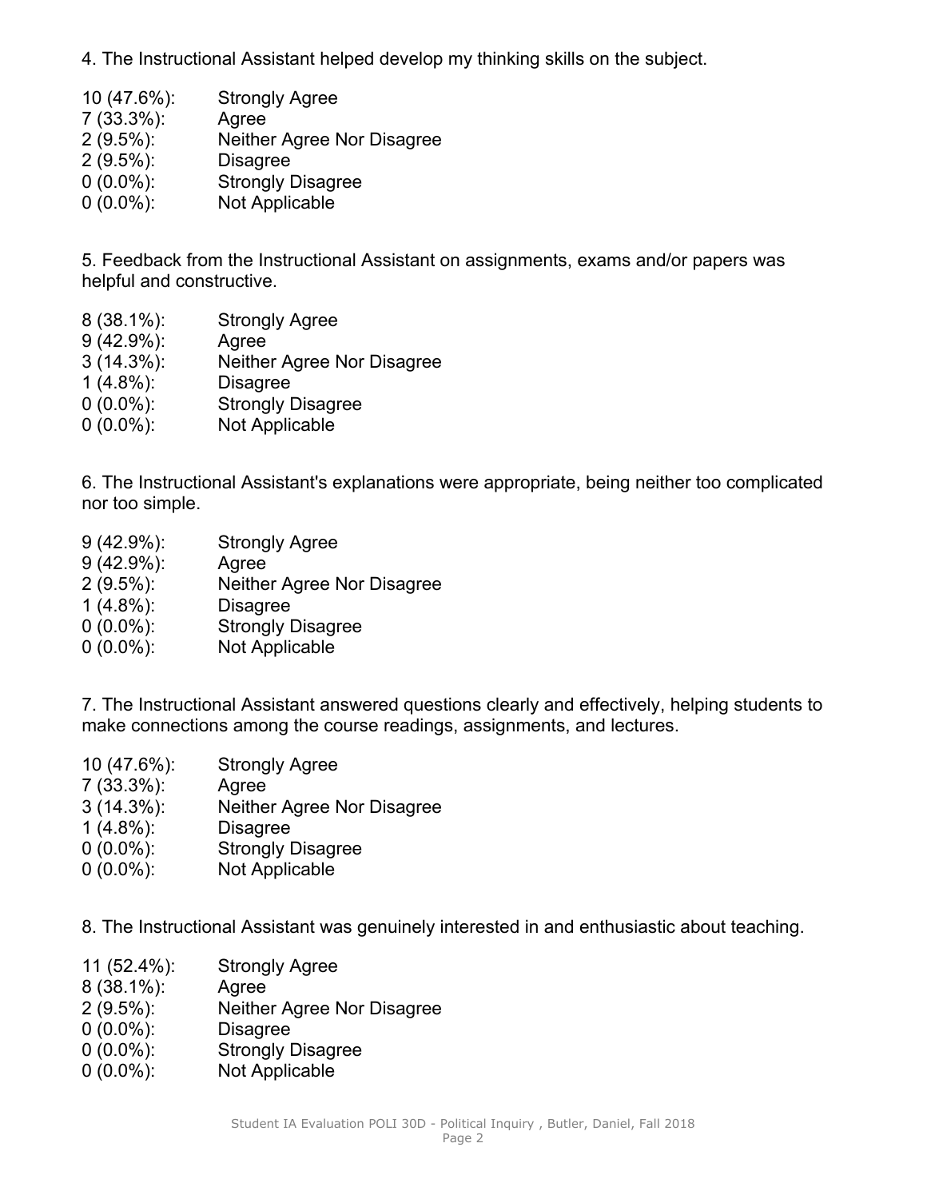4. The Instructional Assistant helped develop my thinking skills on the subject.

| | |
|---|---|
| 10 (47.6%): | Strongly Agree |
| 7 (33.3%): | Agree |
| 2 (9.5%): | Neither Agree Nor Disagree |
| 2 (9.5%): | Disagree |
| 0 (0.0%): | Strongly Disagree |
| 0 (0.0%): | Not Applicable |

5. Feedback from the Instructional Assistant on assignments, exams and/or papers was helpful and constructive.

| | |
|---|---|
| 8 (38.1%): | Strongly Agree |
| 9 (42.9%): | Agree |
| 3 (14.3%): | Neither Agree Nor Disagree |
| 1 (4.8%): | Disagree |
| 0 (0.0%): | Strongly Disagree |
| 0 (0.0%): | Not Applicable |

6. The Instructional Assistant's explanations were appropriate, being neither too complicated nor too simple.

| | |
|---|---|
| 9 (42.9%): | Strongly Agree |
| 9 (42.9%): | Agree |
| 2 (9.5%): | Neither Agree Nor Disagree |
| 1 (4.8%): | Disagree |
| 0 (0.0%): | Strongly Disagree |
| 0 (0.0%): | Not Applicable |

7. The Instructional Assistant answered questions clearly and effectively, helping students to make connections among the course readings, assignments, and lectures.

| | |
|---|---|
| 10 (47.6%): | Strongly Agree |
| 7 (33.3%): | Agree |
| 3 (14.3%): | Neither Agree Nor Disagree |
| 1 (4.8%): | Disagree |
| 0 (0.0%): | Strongly Disagree |
| 0 (0.0%): | Not Applicable |

8. The Instructional Assistant was genuinely interested in and enthusiastic about teaching.

| | |
|---|---|
| 11 (52.4%): | Strongly Agree |
| 8 (38.1%): | Agree |
| 2 (9.5%): | Neither Agree Nor Disagree |
| 0 (0.0%): | Disagree |
| 0 (0.0%): | Strongly Disagree |
| 0 (0.0%): | Not Applicable |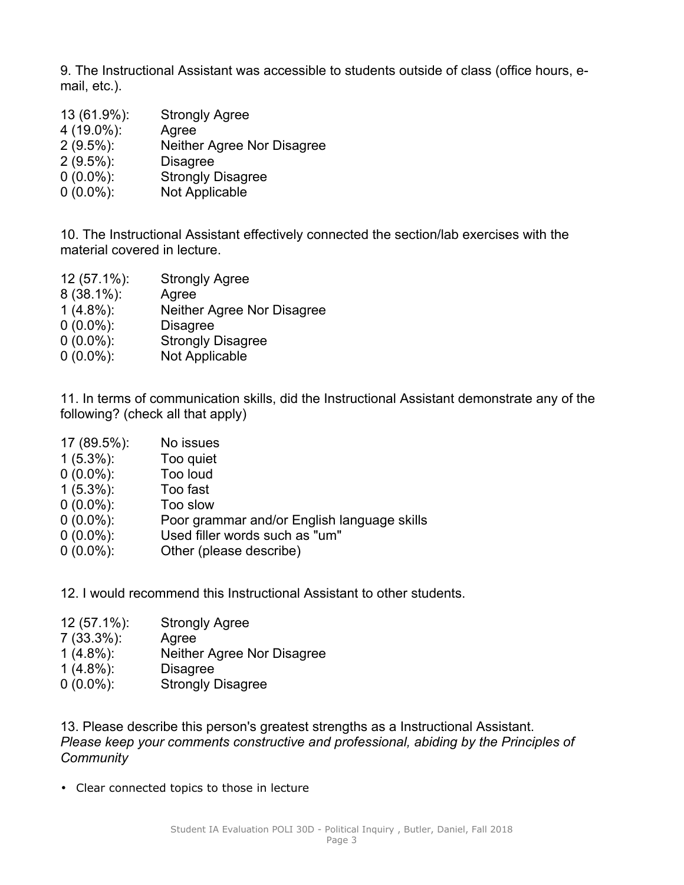9. The Instructional Assistant was accessible to students outside of class (office hours, e-mail, etc.).

13 (61.9%): Strongly Agree
4 (19.0%): Agree
2 (9.5%): Neither Agree Nor Disagree
2 (9.5%): Disagree
0 (0.0%): Strongly Disagree
0 (0.0%): Not Applicable

10. The Instructional Assistant effectively connected the section/lab exercises with the material covered in lecture.

12 (57.1%): Strongly Agree
8 (38.1%): Agree
1 (4.8%): Neither Agree Nor Disagree
0 (0.0%): Disagree
0 (0.0%): Strongly Disagree
0 (0.0%): Not Applicable

11. In terms of communication skills, did the Instructional Assistant demonstrate any of the following? (check all that apply)

17 (89.5%): No issues
1 (5.3%): Too quiet
0 (0.0%): Too loud
1 (5.3%): Too fast
0 (0.0%): Too slow
0 (0.0%): Poor grammar and/or English language skills
0 (0.0%): Used filler words such as "um"
0 (0.0%): Other (please describe)

12. I would recommend this Instructional Assistant to other students.

12 (57.1%): Strongly Agree
7 (33.3%): Agree
1 (4.8%): Neither Agree Nor Disagree
1 (4.8%): Disagree
0 (0.0%): Strongly Disagree

13. Please describe this person's greatest strengths as a Instructional Assistant.
*Please keep your comments constructive and professional, abiding by the Principles of Community*

- Clear connected topics to those in lecture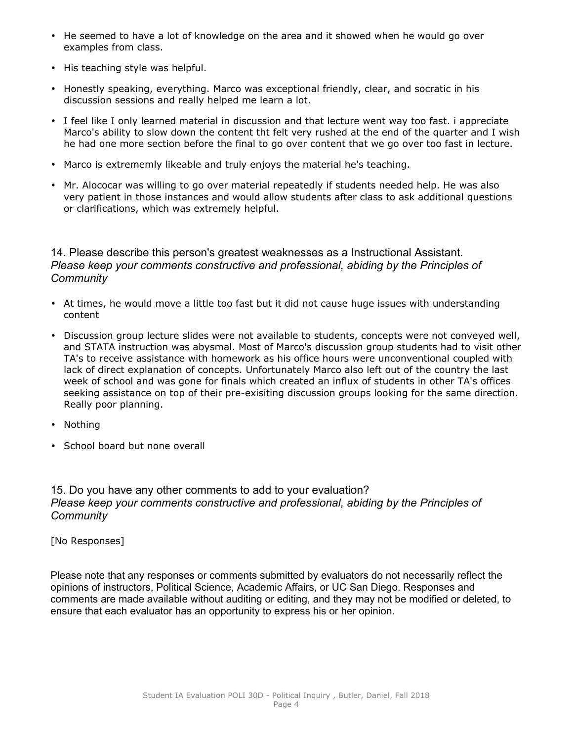- He seemed to have a lot of knowledge on the area and it showed when he would go over examples from class.
- His teaching style was helpful.
- Honestly speaking, everything. Marco was exceptional friendly, clear, and socratic in his discussion sessions and really helped me learn a lot.
- I feel like I only learned material in discussion and that lecture went way too fast. i appreciate Marco's ability to slow down the content tht felt very rushed at the end of the quarter and I wish he had one more section before the final to go over content that we go over too fast in lecture.
- Marco is extrememly likeable and truly enjoys the material he's teaching.
- Mr. Alococar was willing to go over material repeatedly if students needed help. He was also very patient in those instances and would allow students after class to ask additional questions or clarifications, which was extremely helpful.

## 14. Please describe this person's greatest weaknesses as a Instructional Assistant.

*Please keep your comments constructive and professional, abiding by the Principles of Community*

- At times, he would move a little too fast but it did not cause huge issues with understanding content
- Discussion group lecture slides were not available to students, concepts were not conveyed well, and STATA instruction was abysmal. Most of Marco's discussion group students had to visit other TA's to receive assistance with homework as his office hours were unconventional coupled with lack of direct explanation of concepts. Unfortunately Marco also left out of the country the last week of school and was gone for finals which created an influx of students in other TA's offices seeking assistance on top of their pre-exisiting discussion groups looking for the same direction. Really poor planning.
- Nothing
- School board but none overall

## 15. Do you have any other comments to add to your evaluation?

*Please keep your comments constructive and professional, abiding by the Principles of Community*

[No Responses]

Please note that any responses or comments submitted by evaluators do not necessarily reflect the opinions of instructors, Political Science, Academic Affairs, or UC San Diego. Responses and comments are made available without auditing or editing, and they may not be modified or deleted, to ensure that each evaluator has an opportunity to express his or her opinion.